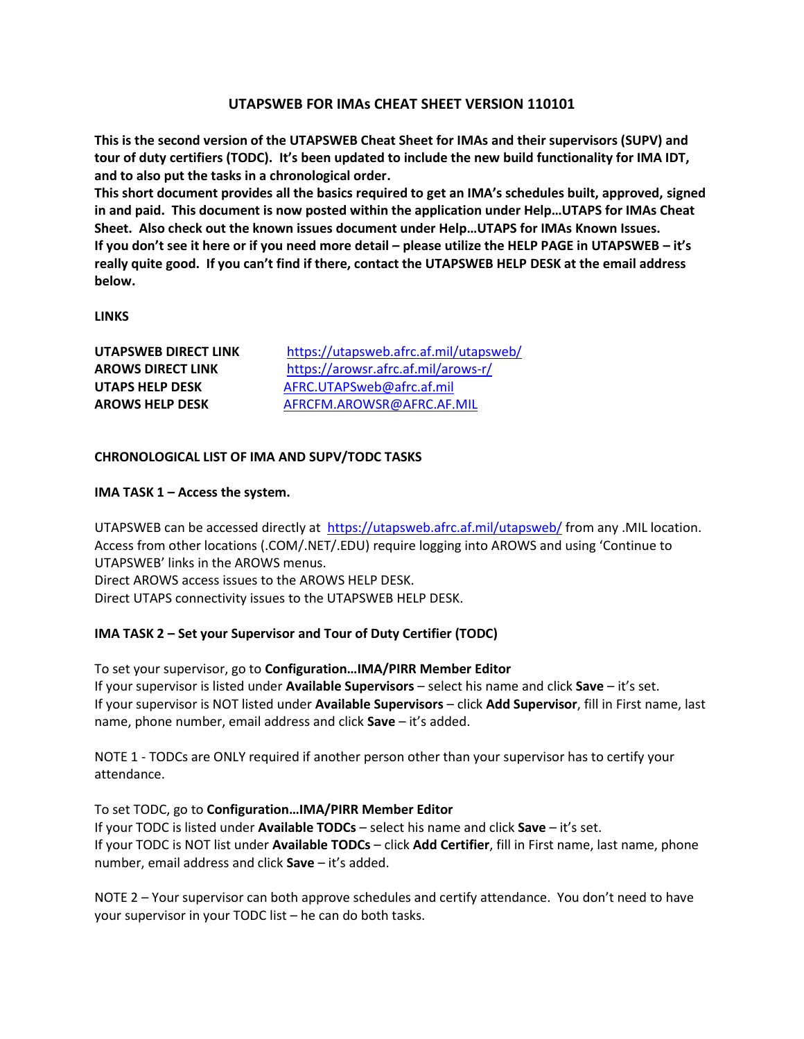# UTAPSWEB FOR IMAs CHEAT SHEET VERSION 110101

**This is the second version of the UTAPSWEB Cheat Sheet for IMAs and their supervisors (SUPV) and tour of duty certifiers (TODC). It's been updated to include the new build functionality for IMA IDT, and to also put the tasks in a chronological order.**
**This short document provides all the basics required to get an IMA's schedules built, approved, signed in and paid. This document is now posted within the application under Help…UTAPS for IMAs Cheat Sheet. Also check out the known issues document under Help…UTAPS for IMAs Known Issues.**
**If you don't see it here or if you need more detail – please utilize the HELP PAGE in UTAPSWEB – it's really quite good. If you can't find if there, contact the UTAPSWEB HELP DESK at the email address below.**

**LINKS**

| | |
|---|---|
| **UTAPSWEB DIRECT LINK** | https://utapsweb.afrc.af.mil/utapsweb/ |
| **AROWS DIRECT LINK** | https://arowsr.afrc.af.mil/arows-r/ |
| **UTAPS HELP DESK** | AFRC.UTAPSweb@afrc.af.mil |
| **AROWS HELP DESK** | AFRCFM.AROWSR@AFRC.AF.MIL |

**CHRONOLOGICAL LIST OF IMA AND SUPV/TODC TASKS**

**IMA TASK 1 – Access the system.**

UTAPSWEB can be accessed directly at https://utapsweb.afrc.af.mil/utapsweb/ from any .MIL location. Access from other locations (.COM/.NET/.EDU) require logging into AROWS and using 'Continue to UTAPSWEB' links in the AROWS menus.
Direct AROWS access issues to the AROWS HELP DESK.
Direct UTAPS connectivity issues to the UTAPSWEB HELP DESK.

**IMA TASK 2 – Set your Supervisor and Tour of Duty Certifier (TODC)**

To set your supervisor, go to **Configuration…IMA/PIRR Member Editor**
If your supervisor is listed under **Available Supervisors** – select his name and click **Save** – it's set.
If your supervisor is NOT listed under **Available Supervisors** – click **Add Supervisor**, fill in First name, last name, phone number, email address and click **Save** – it's added.

NOTE 1 - TODCs are ONLY required if another person other than your supervisor has to certify your attendance.

To set TODC, go to **Configuration…IMA/PIRR Member Editor**
If your TODC is listed under **Available TODCs** – select his name and click **Save** – it's set.
If your TODC is NOT list under **Available TODCs** – click **Add Certifier**, fill in First name, last name, phone number, email address and click **Save** – it's added.

NOTE 2 – Your supervisor can both approve schedules and certify attendance. You don't need to have your supervisor in your TODC list – he can do both tasks.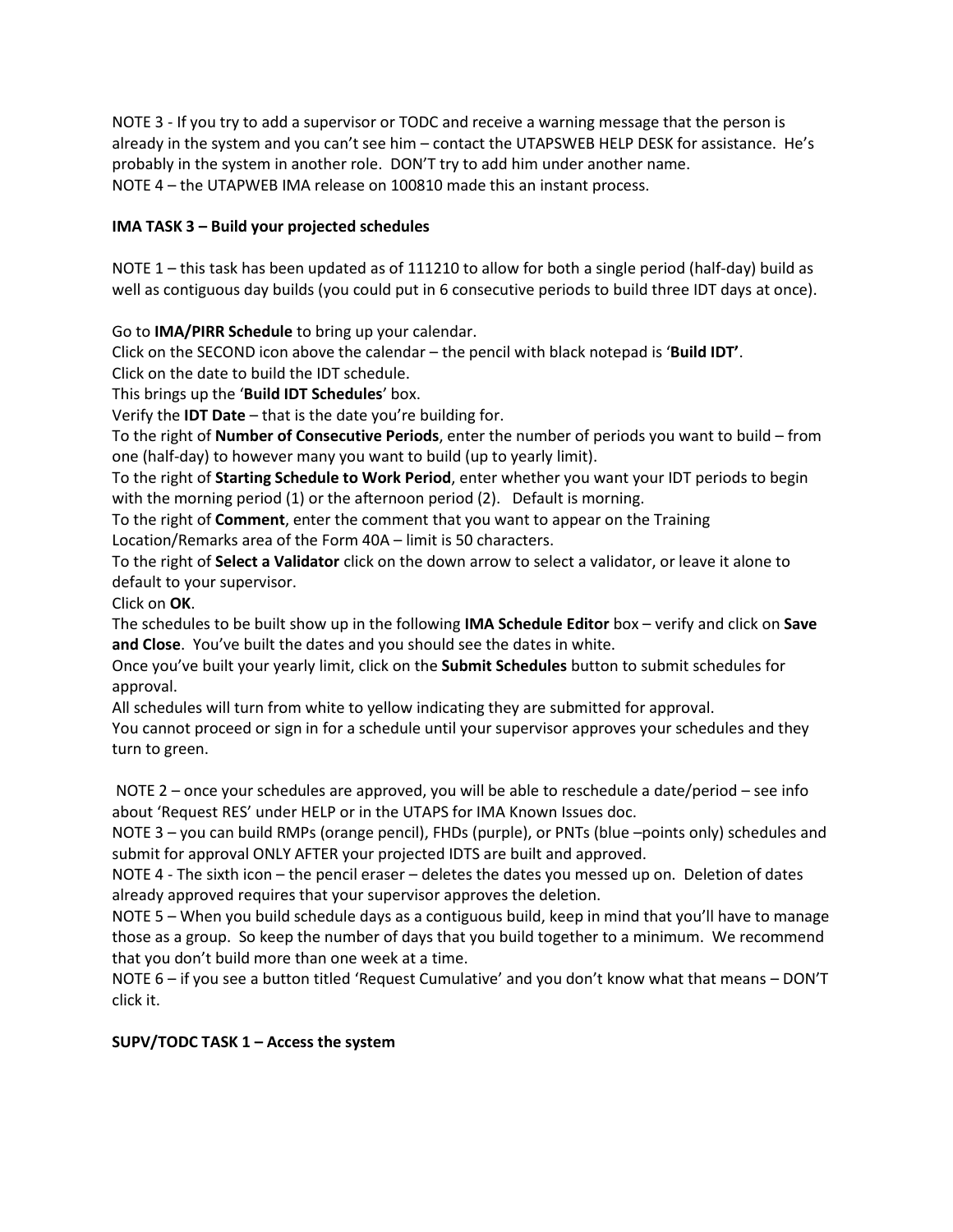NOTE 3 - If you try to add a supervisor or TODC and receive a warning message that the person is already in the system and you can't see him – contact the UTAPSWEB HELP DESK for assistance. He's probably in the system in another role. DON'T try to add him under another name.
NOTE 4 – the UTAPWEB IMA release on 100810 made this an instant process.

**IMA TASK 3 – Build your projected schedules**

NOTE 1 – this task has been updated as of 111210 to allow for both a single period (half-day) build as well as contiguous day builds (you could put in 6 consecutive periods to build three IDT days at once).

Go to **IMA/PIRR Schedule** to bring up your calendar.
Click on the SECOND icon above the calendar – the pencil with black notepad is '**Build IDT'**.
Click on the date to build the IDT schedule.
This brings up the '**Build IDT Schedules**' box.
Verify the **IDT Date** – that is the date you're building for.
To the right of **Number of Consecutive Periods**, enter the number of periods you want to build – from one (half-day) to however many you want to build (up to yearly limit).
To the right of **Starting Schedule to Work Period**, enter whether you want your IDT periods to begin with the morning period (1) or the afternoon period (2). Default is morning.
To the right of **Comment**, enter the comment that you want to appear on the Training Location/Remarks area of the Form 40A – limit is 50 characters.
To the right of **Select a Validator** click on the down arrow to select a validator, or leave it alone to default to your supervisor.
Click on **OK**.
The schedules to be built show up in the following **IMA Schedule Editor** box – verify and click on **Save and Close**. You've built the dates and you should see the dates in white.
Once you've built your yearly limit, click on the **Submit Schedules** button to submit schedules for approval.
All schedules will turn from white to yellow indicating they are submitted for approval.
You cannot proceed or sign in for a schedule until your supervisor approves your schedules and they turn to green.

NOTE 2 – once your schedules are approved, you will be able to reschedule a date/period – see info about 'Request RES' under HELP or in the UTAPS for IMA Known Issues doc.
NOTE 3 – you can build RMPs (orange pencil), FHDs (purple), or PNTs (blue –points only) schedules and submit for approval ONLY AFTER your projected IDTS are built and approved.
NOTE 4 - The sixth icon – the pencil eraser – deletes the dates you messed up on. Deletion of dates already approved requires that your supervisor approves the deletion.
NOTE 5 – When you build schedule days as a contiguous build, keep in mind that you'll have to manage those as a group. So keep the number of days that you build together to a minimum. We recommend that you don't build more than one week at a time.
NOTE 6 – if you see a button titled 'Request Cumulative' and you don't know what that means – DON'T click it.

**SUPV/TODC TASK 1 – Access the system**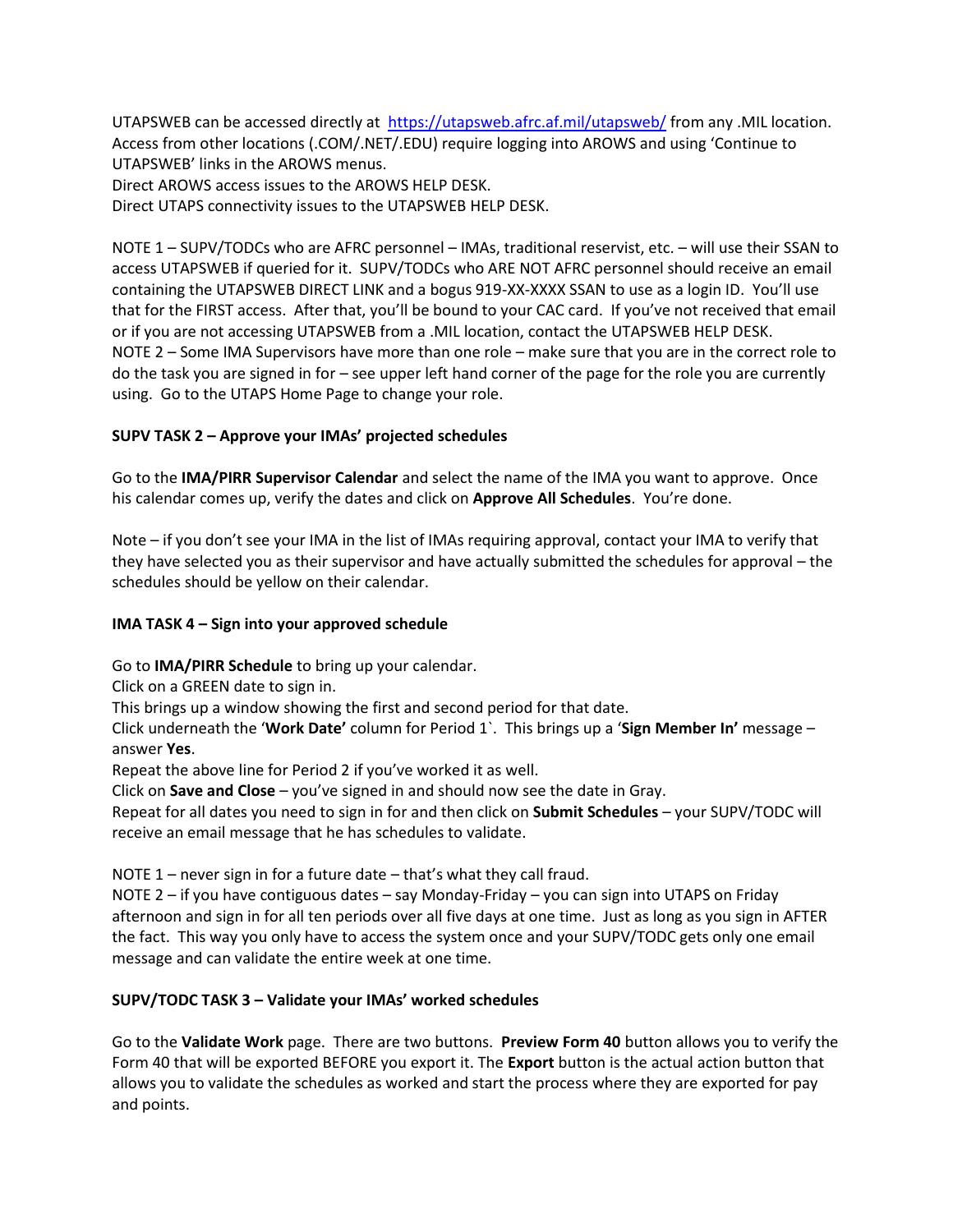UTAPSWEB can be accessed directly at [https://utapsweb.afrc.af.mil/utapsweb/](https://utapsweb.afrc.af.mil/utapsweb/) from any .MIL location. Access from other locations (.COM/.NET/.EDU) require logging into AROWS and using 'Continue to UTAPSWEB' links in the AROWS menus.
Direct AROWS access issues to the AROWS HELP DESK.
Direct UTAPS connectivity issues to the UTAPSWEB HELP DESK.

NOTE 1 – SUPV/TODCs who are AFRC personnel – IMAs, traditional reservist, etc. – will use their SSAN to access UTAPSWEB if queried for it. SUPV/TODCs who ARE NOT AFRC personnel should receive an email containing the UTAPSWEB DIRECT LINK and a bogus 919-XX-XXXX SSAN to use as a login ID. You'll use that for the FIRST access. After that, you'll be bound to your CAC card. If you've not received that email or if you are not accessing UTAPSWEB from a .MIL location, contact the UTAPSWEB HELP DESK.
NOTE 2 – Some IMA Supervisors have more than one role – make sure that you are in the correct role to do the task you are signed in for – see upper left hand corner of the page for the role you are currently using. Go to the UTAPS Home Page to change your role.

**SUPV TASK 2 – Approve your IMAs' projected schedules**

Go to the **IMA/PIRR Supervisor Calendar** and select the name of the IMA you want to approve. Once his calendar comes up, verify the dates and click on **Approve All Schedules**. You're done.

Note – if you don't see your IMA in the list of IMAs requiring approval, contact your IMA to verify that they have selected you as their supervisor and have actually submitted the schedules for approval – the schedules should be yellow on their calendar.

**IMA TASK 4 – Sign into your approved schedule**

Go to **IMA/PIRR Schedule** to bring up your calendar.
Click on a GREEN date to sign in.
This brings up a window showing the first and second period for that date.
Click underneath the '**Work Date'** column for Period 1`. This brings up a '**Sign Member In'** message – answer **Yes**.
Repeat the above line for Period 2 if you've worked it as well.
Click on **Save and Close** – you've signed in and should now see the date in Gray.
Repeat for all dates you need to sign in for and then click on **Submit Schedules** – your SUPV/TODC will receive an email message that he has schedules to validate.

NOTE 1 – never sign in for a future date – that's what they call fraud.
NOTE 2 – if you have contiguous dates – say Monday-Friday – you can sign into UTAPS on Friday afternoon and sign in for all ten periods over all five days at one time. Just as long as you sign in AFTER the fact. This way you only have to access the system once and your SUPV/TODC gets only one email message and can validate the entire week at one time.

**SUPV/TODC TASK 3 – Validate your IMAs' worked schedules**

Go to the **Validate Work** page. There are two buttons. **Preview Form 40** button allows you to verify the Form 40 that will be exported BEFORE you export it. The **Export** button is the actual action button that allows you to validate the schedules as worked and start the process where they are exported for pay and points.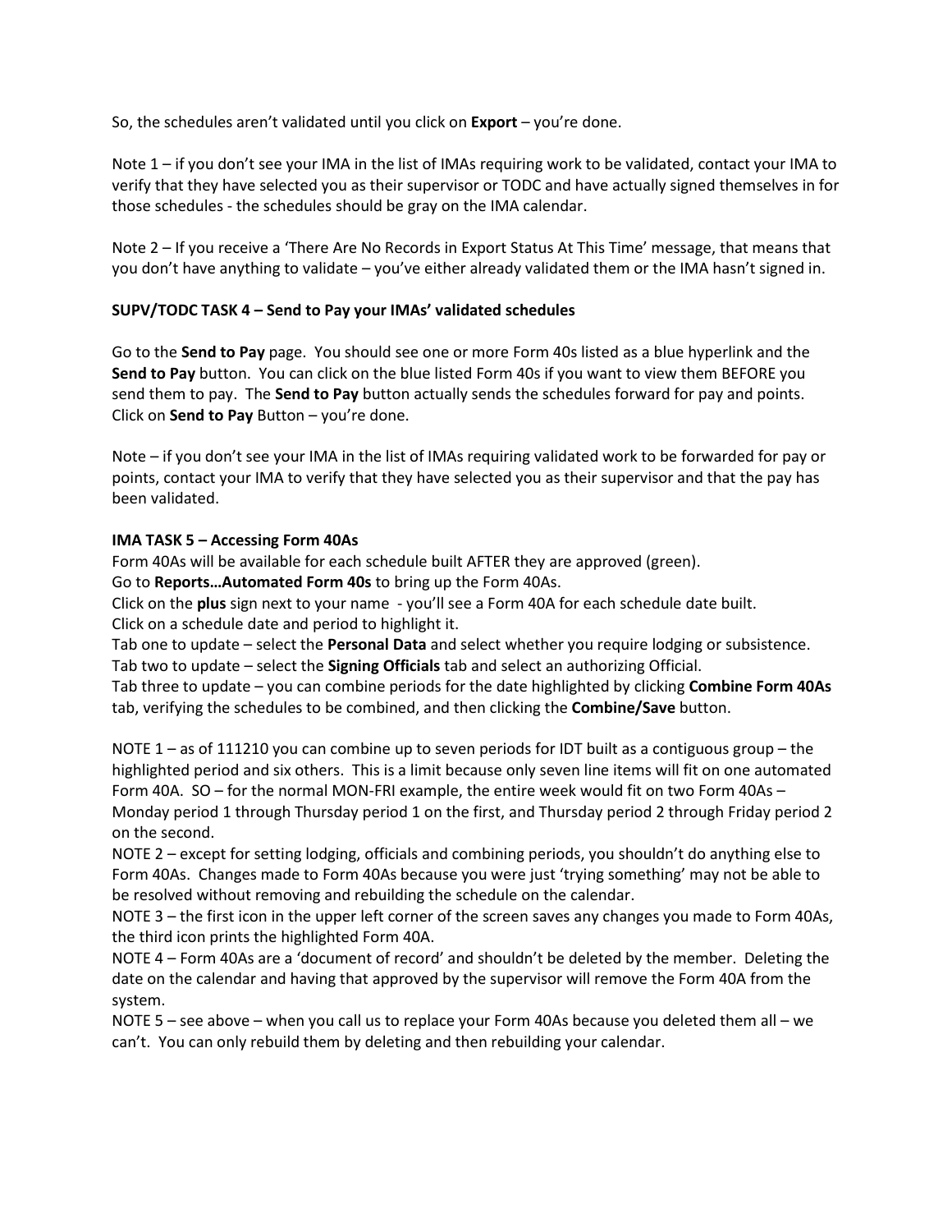So, the schedules aren't validated until you click on **Export** – you're done.

Note 1 – if you don't see your IMA in the list of IMAs requiring work to be validated, contact your IMA to verify that they have selected you as their supervisor or TODC and have actually signed themselves in for those schedules - the schedules should be gray on the IMA calendar.

Note 2 – If you receive a 'There Are No Records in Export Status At This Time' message, that means that you don't have anything to validate – you've either already validated them or the IMA hasn't signed in.

**SUPV/TODC TASK 4 – Send to Pay your IMAs' validated schedules**

Go to the **Send to Pay** page. You should see one or more Form 40s listed as a blue hyperlink and the **Send to Pay** button. You can click on the blue listed Form 40s if you want to view them BEFORE you send them to pay. The **Send to Pay** button actually sends the schedules forward for pay and points. Click on **Send to Pay** Button – you're done.

Note – if you don't see your IMA in the list of IMAs requiring validated work to be forwarded for pay or points, contact your IMA to verify that they have selected you as their supervisor and that the pay has been validated.

**IMA TASK 5 – Accessing Form 40As**

Form 40As will be available for each schedule built AFTER they are approved (green).
Go to **Reports…Automated Form 40s** to bring up the Form 40As.
Click on the **plus** sign next to your name - you'll see a Form 40A for each schedule date built.
Click on a schedule date and period to highlight it.
Tab one to update – select the **Personal Data** and select whether you require lodging or subsistence.
Tab two to update – select the **Signing Officials** tab and select an authorizing Official.
Tab three to update – you can combine periods for the date highlighted by clicking **Combine Form 40As** tab, verifying the schedules to be combined, and then clicking the **Combine/Save** button.

NOTE 1 – as of 111210 you can combine up to seven periods for IDT built as a contiguous group – the highlighted period and six others. This is a limit because only seven line items will fit on one automated Form 40A. SO – for the normal MON-FRI example, the entire week would fit on two Form 40As – Monday period 1 through Thursday period 1 on the first, and Thursday period 2 through Friday period 2 on the second.
NOTE 2 – except for setting lodging, officials and combining periods, you shouldn't do anything else to Form 40As. Changes made to Form 40As because you were just 'trying something' may not be able to be resolved without removing and rebuilding the schedule on the calendar.
NOTE 3 – the first icon in the upper left corner of the screen saves any changes you made to Form 40As, the third icon prints the highlighted Form 40A.
NOTE 4 – Form 40As are a 'document of record' and shouldn't be deleted by the member. Deleting the date on the calendar and having that approved by the supervisor will remove the Form 40A from the system.
NOTE 5 – see above – when you call us to replace your Form 40As because you deleted them all – we can't. You can only rebuild them by deleting and then rebuilding your calendar.